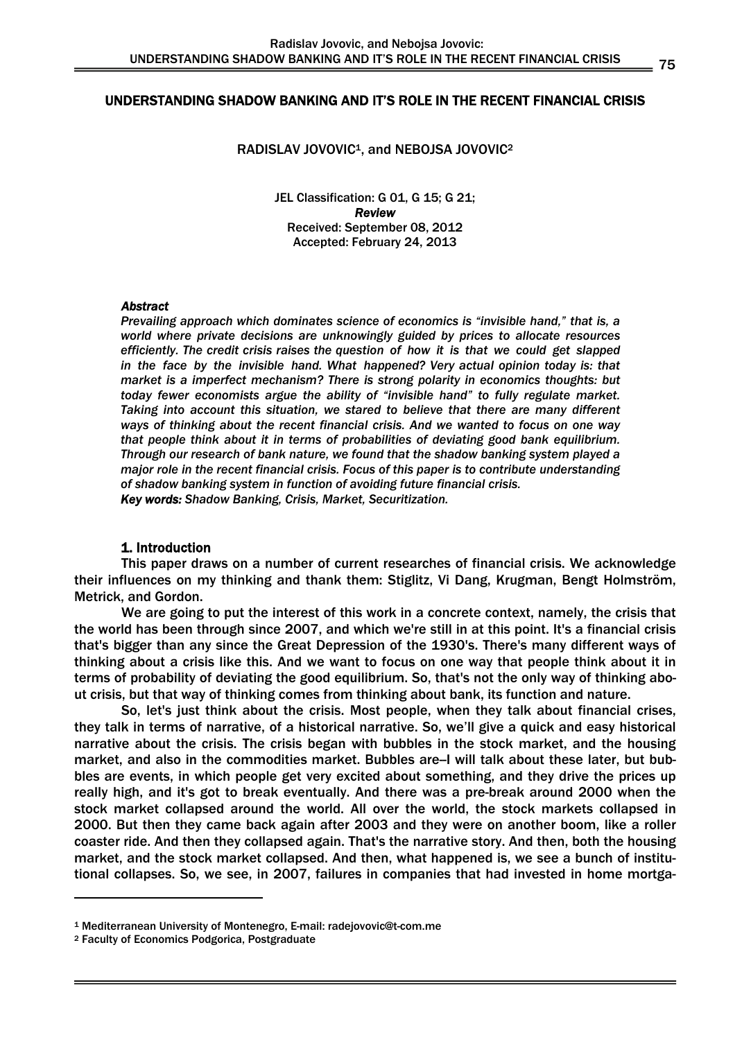# UNDERSTANDING SHADOW BANKING AND IT'S ROLE IN THE RECENT FINANCIAL CRISIS

RADISLAV JOVOVIC[1], and NEBOJSA JOVOVIC[2]

JEL Classification: G 01, G 15; G 21;
***Review***
Received: September 08, 2012
Accepted: February 24, 2013

***Abstract***

*Prevailing approach which dominates science of economics is "invisible hand," that is, a world where private decisions are unknowingly guided by prices to allocate resources efficiently. The credit crisis raises the question of how it is that we could get slapped in the face by the invisible hand. What happened? Very actual opinion today is: that market is a imperfect mechanism? There is strong polarity in economics thoughts: but today fewer economists argue the ability of "invisible hand" to fully regulate market. Taking into account this situation, we stared to believe that there are many different ways of thinking about the recent financial crisis. And we wanted to focus on one way that people think about it in terms of probabilities of deviating good bank equilibrium. Through our research of bank nature, we found that the shadow banking system played a major role in the recent financial crisis. Focus of this paper is to contribute understanding of shadow banking system in function of avoiding future financial crisis.*

***Key words:*** *Shadow Banking, Crisis, Market, Securitization.*

## 1. Introduction

This paper draws on a number of current researches of financial crisis. We acknowledge their influences on my thinking and thank them: Stiglitz, Vi Dang, Krugman, Bengt Holmström, Metrick, and Gordon.

We are going to put the interest of this work in a concrete context, namely, the crisis that the world has been through since 2007, and which we're still in at this point. It's a financial crisis that's bigger than any since the Great Depression of the 1930's. There's many different ways of thinking about a crisis like this. And we want to focus on one way that people think about it in terms of probability of deviating the good equilibrium. So, that's not the only way of thinking about crisis, but that way of thinking comes from thinking about bank, its function and nature.

So, let's just think about the crisis. Most people, when they talk about financial crises, they talk in terms of narrative, of a historical narrative. So, we'll give a quick and easy historical narrative about the crisis. The crisis began with bubbles in the stock market, and the housing market, and also in the commodities market. Bubbles are—I will talk about these later, but bubbles are events, in which people get very excited about something, and they drive the prices up really high, and it's got to break eventually. And there was a pre-break around 2000 when the stock market collapsed around the world. All over the world, the stock markets collapsed in 2000. But then they came back again after 2003 and they were on another boom, like a roller coaster ride. And then they collapsed again. That's the narrative story. And then, both the housing market, and the stock market collapsed. And then, what happened is, we see a bunch of institutional collapses. So, we see, in 2007, failures in companies that had invested in home mortga-

[1] Mediterranean University of Montenegro, E-mail: radejovovic@t-com.me

[2] Faculty of Economics Podgorica, Postgraduate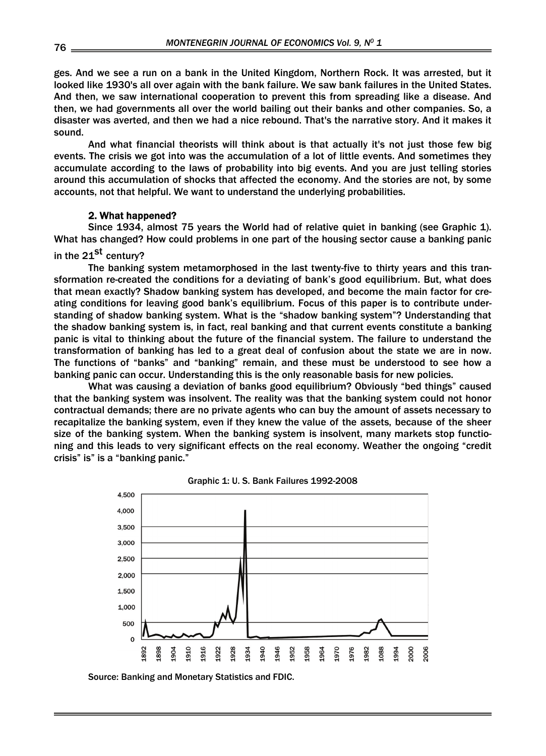ges. And we see a run on a bank in the United Kingdom, Northern Rock. It was arrested, but it looked like 1930's all over again with the bank failure. We saw bank failures in the United States. And then, we saw international cooperation to prevent this from spreading like a disease. And then, we had governments all over the world bailing out their banks and other companies. So, a disaster was averted, and then we had a nice rebound. That's the narrative story. And it makes it sound.

And what financial theorists will think about is that actually it's not just those few big events. The crisis we got into was the accumulation of a lot of little events. And sometimes they accumulate according to the laws of probability into big events. And you are just telling stories around this accumulation of shocks that affected the economy. And the stories are not, by some accounts, not that helpful. We want to understand the underlying probabilities.

## 2. What happened?

Since 1934, almost 75 years the World had of relative quiet in banking (see Graphic 1). What has changed? How could problems in one part of the housing sector cause a banking panic in the 21st century?

The banking system metamorphosed in the last twenty-five to thirty years and this transformation re-created the conditions for a deviating of bank's good equilibrium. But, what does that mean exactly? Shadow banking system has developed, and become the main factor for creating conditions for leaving good bank's equilibrium. Focus of this paper is to contribute understanding of shadow banking system. What is the "shadow banking system"? Understanding that the shadow banking system is, in fact, real banking and that current events constitute a banking panic is vital to thinking about the future of the financial system. The failure to understand the transformation of banking has led to a great deal of confusion about the state we are in now. The functions of "banks" and "banking" remain, and these must be understood to see how a banking panic can occur. Understanding this is the only reasonable basis for new policies.

What was causing a deviation of banks good equilibrium? Obviously "bed things" caused that the banking system was insolvent. The reality was that the banking system could not honor contractual demands; there are no private agents who can buy the amount of assets necessary to recapitalize the banking system, even if they knew the value of the assets, because of the sheer size of the banking system. When the banking system is insolvent, many markets stop functioning and this leads to very significant effects on the real economy. Weather the ongoing "credit crisis" is" is a "banking panic."

Graphic 1: U. S. Bank Failures 1992-2008

Source: Banking and Monetary Statistics and FDIC.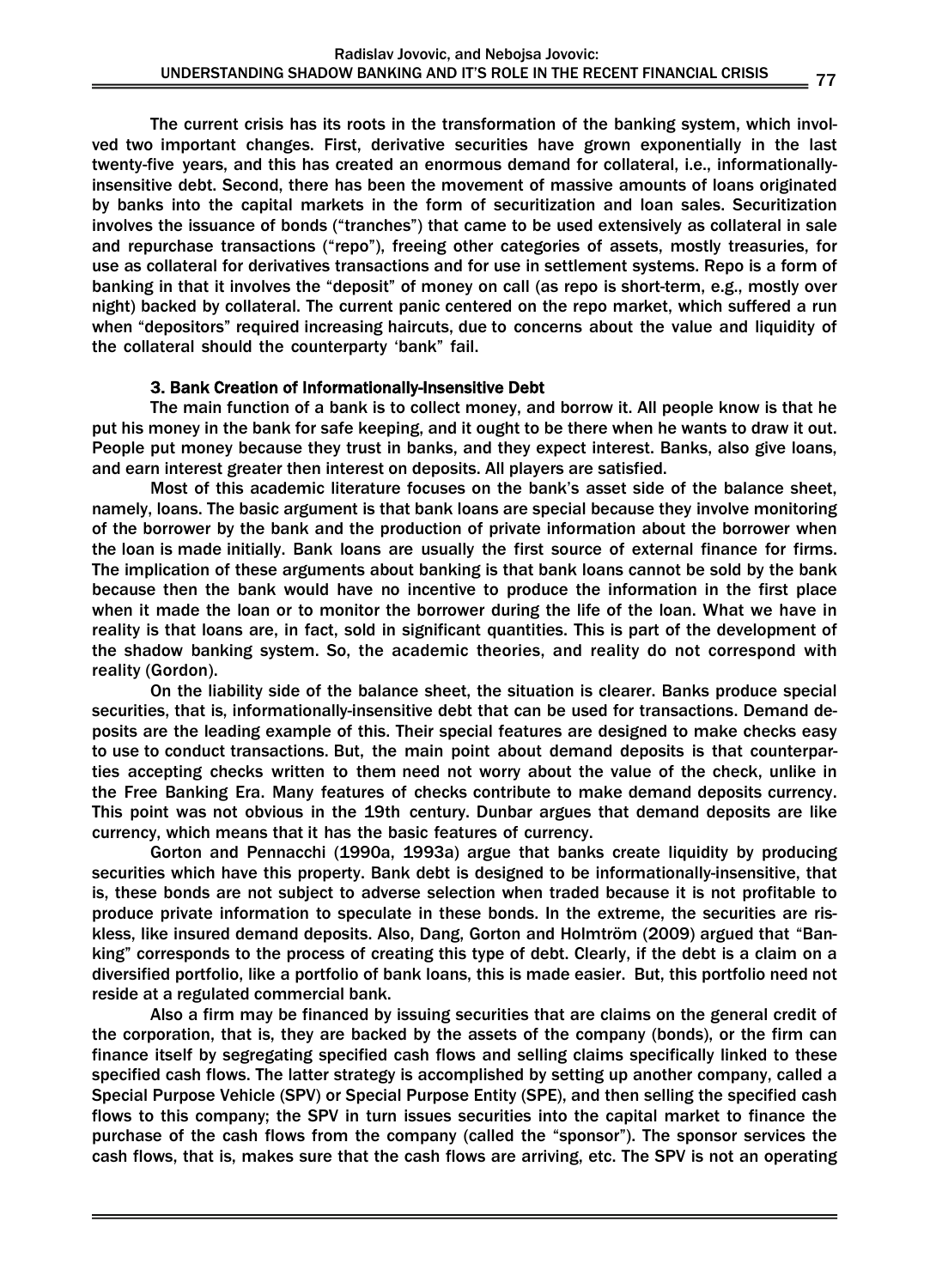The current crisis has its roots in the transformation of the banking system, which involved two important changes. First, derivative securities have grown exponentially in the last twenty-five years, and this has created an enormous demand for collateral, i.e., informationally-insensitive debt. Second, there has been the movement of massive amounts of loans originated by banks into the capital markets in the form of securitization and loan sales. Securitization involves the issuance of bonds ("tranches") that came to be used extensively as collateral in sale and repurchase transactions ("repo"), freeing other categories of assets, mostly treasuries, for use as collateral for derivatives transactions and for use in settlement systems. Repo is a form of banking in that it involves the "deposit" of money on call (as repo is short-term, e.g., mostly over night) backed by collateral. The current panic centered on the repo market, which suffered a run when "depositors" required increasing haircuts, due to concerns about the value and liquidity of the collateral should the counterparty 'bank" fail.

### 3. Bank Creation of Informationally-Insensitive Debt

The main function of a bank is to collect money, and borrow it. All people know is that he put his money in the bank for safe keeping, and it ought to be there when he wants to draw it out. People put money because they trust in banks, and they expect interest. Banks, also give loans, and earn interest greater then interest on deposits. All players are satisfied.

Most of this academic literature focuses on the bank's asset side of the balance sheet, namely, loans. The basic argument is that bank loans are special because they involve monitoring of the borrower by the bank and the production of private information about the borrower when the loan is made initially. Bank loans are usually the first source of external finance for firms. The implication of these arguments about banking is that bank loans cannot be sold by the bank because then the bank would have no incentive to produce the information in the first place when it made the loan or to monitor the borrower during the life of the loan. What we have in reality is that loans are, in fact, sold in significant quantities. This is part of the development of the shadow banking system. So, the academic theories, and reality do not correspond with reality (Gordon).

On the liability side of the balance sheet, the situation is clearer. Banks produce special securities, that is, informationally-insensitive debt that can be used for transactions. Demand deposits are the leading example of this. Their special features are designed to make checks easy to use to conduct transactions. But, the main point about demand deposits is that counterparties accepting checks written to them need not worry about the value of the check, unlike in the Free Banking Era. Many features of checks contribute to make demand deposits currency. This point was not obvious in the 19th century. Dunbar argues that demand deposits are like currency, which means that it has the basic features of currency.

Gorton and Pennacchi (1990a, 1993a) argue that banks create liquidity by producing securities which have this property. Bank debt is designed to be informationally-insensitive, that is, these bonds are not subject to adverse selection when traded because it is not profitable to produce private information to speculate in these bonds. In the extreme, the securities are riskless, like insured demand deposits. Also, Dang, Gorton and Holmtröm (2009) argued that "Banking" corresponds to the process of creating this type of debt. Clearly, if the debt is a claim on a diversified portfolio, like a portfolio of bank loans, this is made easier. But, this portfolio need not reside at a regulated commercial bank.

Also a firm may be financed by issuing securities that are claims on the general credit of the corporation, that is, they are backed by the assets of the company (bonds), or the firm can finance itself by segregating specified cash flows and selling claims specifically linked to these specified cash flows. The latter strategy is accomplished by setting up another company, called a Special Purpose Vehicle (SPV) or Special Purpose Entity (SPE), and then selling the specified cash flows to this company; the SPV in turn issues securities into the capital market to finance the purchase of the cash flows from the company (called the "sponsor"). The sponsor services the cash flows, that is, makes sure that the cash flows are arriving, etc. The SPV is not an operating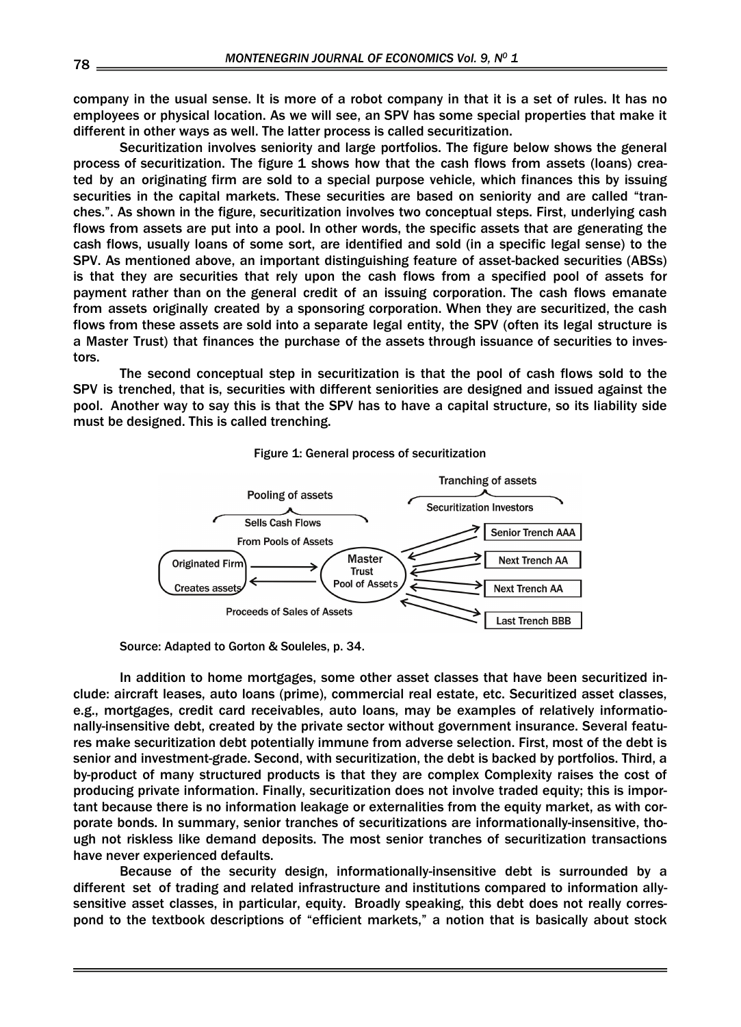company in the usual sense. It is more of a robot company in that it is a set of rules. It has no employees or physical location. As we will see, an SPV has some special properties that make it different in other ways as well. The latter process is called securitization.

Securitization involves seniority and large portfolios. The figure below shows the general process of securitization. The figure 1 shows how that the cash flows from assets (loans) created by an originating firm are sold to a special purpose vehicle, which finances this by issuing securities in the capital markets. These securities are based on seniority and are called "tranches.". As shown in the figure, securitization involves two conceptual steps. First, underlying cash flows from assets are put into a pool. In other words, the specific assets that are generating the cash flows, usually loans of some sort, are identified and sold (in a specific legal sense) to the SPV. As mentioned above, an important distinguishing feature of asset-backed securities (ABSs) is that they are securities that rely upon the cash flows from a specified pool of assets for payment rather than on the general credit of an issuing corporation. The cash flows emanate from assets originally created by a sponsoring corporation. When they are securitized, the cash flows from these assets are sold into a separate legal entity, the SPV (often its legal structure is a Master Trust) that finances the purchase of the assets through issuance of securities to investors.

The second conceptual step in securitization is that the pool of cash flows sold to the SPV is trenched, that is, securities with different seniorities are designed and issued against the pool. Another way to say this is that the SPV has to have a capital structure, so its liability side must be designed. This is called trenching.

Figure 1: General process of securitization

Pooling of assets — Sells Cash Flows From Pools of Assets; Originated Firm Creates assets → Master Trust Pool of Assets; Proceeds of Sales of Assets. Tranching of assets — Securitization Investors: Senior Trench AAA; Next Trench AA; Next Trench AA; Last Trench BBB

Source: Adapted to Gorton & Souleles, p. 34.

In addition to home mortgages, some other asset classes that have been securitized include: aircraft leases, auto loans (prime), commercial real estate, etc. Securitized asset classes, e.g., mortgages, credit card receivables, auto loans, may be examples of relatively informationally-insensitive debt, created by the private sector without government insurance. Several features make securitization debt potentially immune from adverse selection. First, most of the debt is senior and investment-grade. Second, with securitization, the debt is backed by portfolios. Third, a by-product of many structured products is that they are complex Complexity raises the cost of producing private information. Finally, securitization does not involve traded equity; this is important because there is no information leakage or externalities from the equity market, as with corporate bonds. In summary, senior tranches of securitizations are informationally-insensitive, though not riskless like demand deposits. The most senior tranches of securitization transactions have never experienced defaults.

Because of the security design, informationally-insensitive debt is surrounded by a different set of trading and related infrastructure and institutions compared to information ally-sensitive asset classes, in particular, equity. Broadly speaking, this debt does not really correspond to the textbook descriptions of "efficient markets," a notion that is basically about stock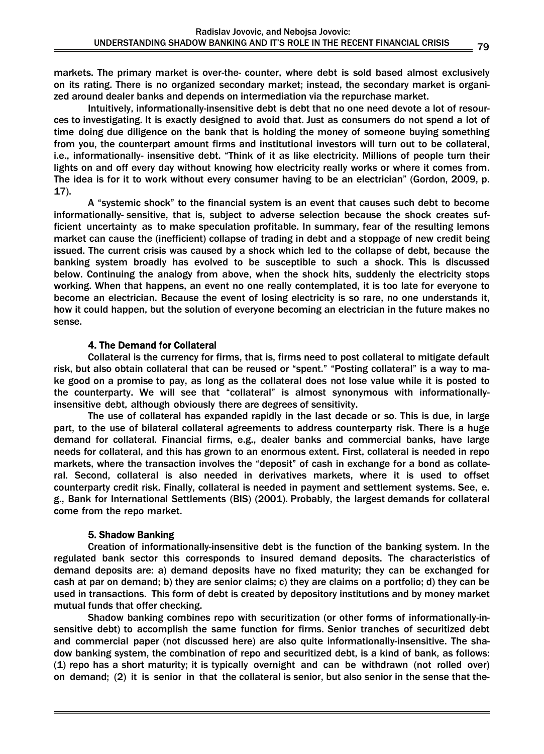markets. The primary market is over-the- counter, where debt is sold based almost exclusively on its rating. There is no organized secondary market; instead, the secondary market is organized around dealer banks and depends on intermediation via the repurchase market.

Intuitively, informationally-insensitive debt is debt that no one need devote a lot of resources to investigating. It is exactly designed to avoid that. Just as consumers do not spend a lot of time doing due diligence on the bank that is holding the money of someone buying something from you, the counterpart amount firms and institutional investors will turn out to be collateral, i.e., informationally- insensitive debt. "Think of it as like electricity. Millions of people turn their lights on and off every day without knowing how electricity really works or where it comes from. The idea is for it to work without every consumer having to be an electrician" (Gordon, 2009, p. 17).

A "systemic shock" to the financial system is an event that causes such debt to become informationally- sensitive, that is, subject to adverse selection because the shock creates sufficient uncertainty as to make speculation profitable. In summary, fear of the resulting lemons market can cause the (inefficient) collapse of trading in debt and a stoppage of new credit being issued. The current crisis was caused by a shock which led to the collapse of debt, because the banking system broadly has evolved to be susceptible to such a shock. This is discussed below. Continuing the analogy from above, when the shock hits, suddenly the electricity stops working. When that happens, an event no one really contemplated, it is too late for everyone to become an electrician. Because the event of losing electricity is so rare, no one understands it, how it could happen, but the solution of everyone becoming an electrician in the future makes no sense.

## 4. The Demand for Collateral

Collateral is the currency for firms, that is, firms need to post collateral to mitigate default risk, but also obtain collateral that can be reused or "spent." "Posting collateral" is a way to make good on a promise to pay, as long as the collateral does not lose value while it is posted to the counterparty. We will see that "collateral" is almost synonymous with informationally-insensitive debt, although obviously there are degrees of sensitivity.

The use of collateral has expanded rapidly in the last decade or so. This is due, in large part, to the use of bilateral collateral agreements to address counterparty risk. There is a huge demand for collateral. Financial firms, e.g., dealer banks and commercial banks, have large needs for collateral, and this has grown to an enormous extent. First, collateral is needed in repo markets, where the transaction involves the "deposit" of cash in exchange for a bond as collateral. Second, collateral is also needed in derivatives markets, where it is used to offset counterparty credit risk. Finally, collateral is needed in payment and settlement systems. See, e. g., Bank for International Settlements (BIS) (2001). Probably, the largest demands for collateral come from the repo market.

## 5. Shadow Banking

Creation of informationally-insensitive debt is the function of the banking system. In the regulated bank sector this corresponds to insured demand deposits. The characteristics of demand deposits are: a) demand deposits have no fixed maturity; they can be exchanged for cash at par on demand; b) they are senior claims; c) they are claims on a portfolio; d) they can be used in transactions. This form of debt is created by depository institutions and by money market mutual funds that offer checking.

Shadow banking combines repo with securitization (or other forms of informationally-insensitive debt) to accomplish the same function for firms. Senior tranches of securitized debt and commercial paper (not discussed here) are also quite informationally-insensitive. The shadow banking system, the combination of repo and securitized debt, is a kind of bank, as follows: (1) repo has a short maturity; it is typically overnight and can be withdrawn (not rolled over) on demand; (2) it is senior in that the collateral is senior, but also senior in the sense that the-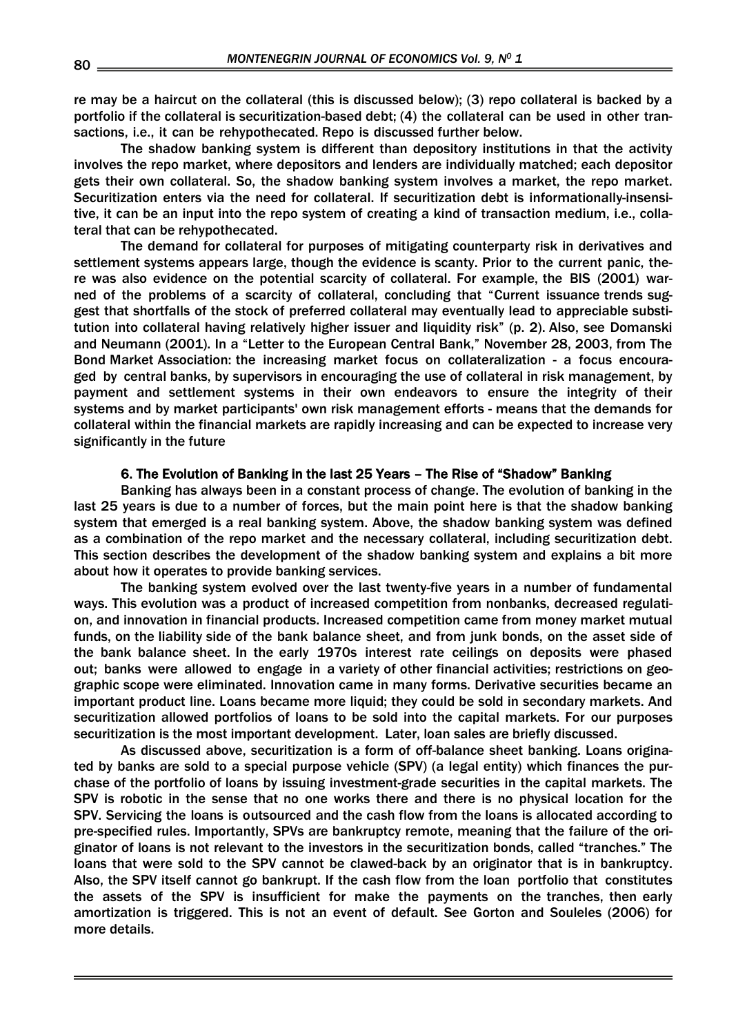re may be a haircut on the collateral (this is discussed below); (3) repo collateral is backed by a portfolio if the collateral is securitization-based debt; (4) the collateral can be used in other transactions, i.e., it can be rehypothecated. Repo is discussed further below.

The shadow banking system is different than depository institutions in that the activity involves the repo market, where depositors and lenders are individually matched; each depositor gets their own collateral. So, the shadow banking system involves a market, the repo market. Securitization enters via the need for collateral. If securitization debt is informationally-insensitive, it can be an input into the repo system of creating a kind of transaction medium, i.e., collateral that can be rehypothecated.

The demand for collateral for purposes of mitigating counterparty risk in derivatives and settlement systems appears large, though the evidence is scanty. Prior to the current panic, there was also evidence on the potential scarcity of collateral. For example, the BIS (2001) warned of the problems of a scarcity of collateral, concluding that "Current issuance trends suggest that shortfalls of the stock of preferred collateral may eventually lead to appreciable substitution into collateral having relatively higher issuer and liquidity risk" (p. 2). Also, see Domanski and Neumann (2001). In a "Letter to the European Central Bank," November 28, 2003, from The Bond Market Association: the increasing market focus on collateralization - a focus encouraged by central banks, by supervisors in encouraging the use of collateral in risk management, by payment and settlement systems in their own endeavors to ensure the integrity of their systems and by market participants' own risk management efforts - means that the demands for collateral within the financial markets are rapidly increasing and can be expected to increase very significantly in the future

## 6. The Evolution of Banking in the last 25 Years – The Rise of "Shadow" Banking

Banking has always been in a constant process of change. The evolution of banking in the last 25 years is due to a number of forces, but the main point here is that the shadow banking system that emerged is a real banking system. Above, the shadow banking system was defined as a combination of the repo market and the necessary collateral, including securitization debt. This section describes the development of the shadow banking system and explains a bit more about how it operates to provide banking services.

The banking system evolved over the last twenty-five years in a number of fundamental ways. This evolution was a product of increased competition from nonbanks, decreased regulation, and innovation in financial products. Increased competition came from money market mutual funds, on the liability side of the bank balance sheet, and from junk bonds, on the asset side of the bank balance sheet. In the early 1970s interest rate ceilings on deposits were phased out; banks were allowed to engage in a variety of other financial activities; restrictions on geographic scope were eliminated. Innovation came in many forms. Derivative securities became an important product line. Loans became more liquid; they could be sold in secondary markets. And securitization allowed portfolios of loans to be sold into the capital markets. For our purposes securitization is the most important development. Later, loan sales are briefly discussed.

As discussed above, securitization is a form of off-balance sheet banking. Loans originated by banks are sold to a special purpose vehicle (SPV) (a legal entity) which finances the purchase of the portfolio of loans by issuing investment-grade securities in the capital markets. The SPV is robotic in the sense that no one works there and there is no physical location for the SPV. Servicing the loans is outsourced and the cash flow from the loans is allocated according to pre-specified rules. Importantly, SPVs are bankruptcy remote, meaning that the failure of the originator of loans is not relevant to the investors in the securitization bonds, called "tranches." The loans that were sold to the SPV cannot be clawed-back by an originator that is in bankruptcy. Also, the SPV itself cannot go bankrupt. If the cash flow from the loan portfolio that constitutes the assets of the SPV is insufficient for make the payments on the tranches, then early amortization is triggered. This is not an event of default. See Gorton and Souleles (2006) for more details.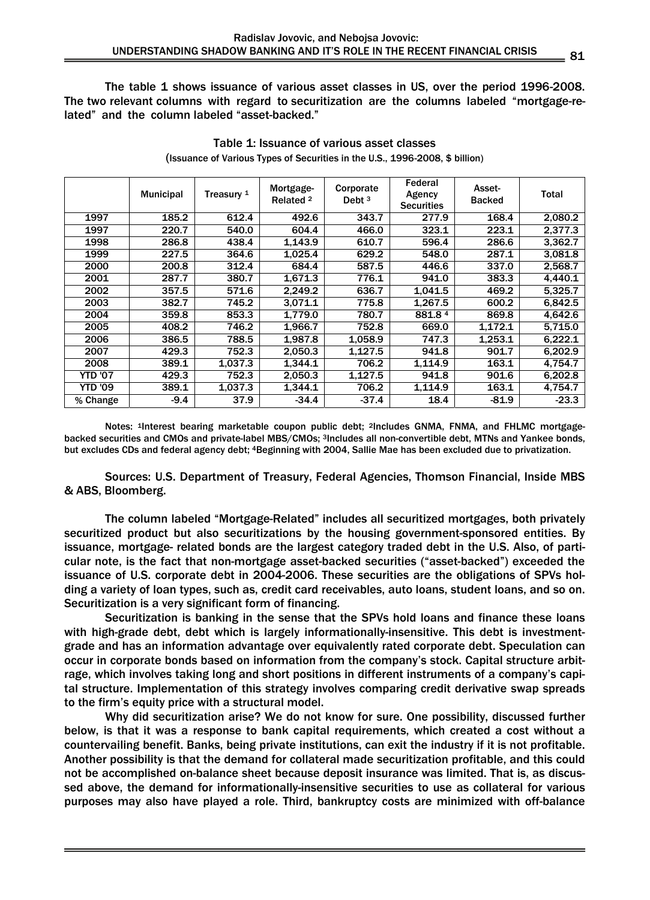The table 1 shows issuance of various asset classes in US, over the period 1996-2008. The two relevant columns with regard to securitization are the columns labeled "mortgage-related" and the column labeled "asset-backed."

Table 1: Issuance of various asset classes

(Issuance of Various Types of Securities in the U.S., 1996-2008, $ billion)

| | Municipal | Treasury [1] | Mortgage-Related [2] | Corporate Debt [3] | Federal Agency Securities | Asset-Backed | Total |
|---|---|---|---|---|---|---|---|
| 1997 | 185.2 | 612.4 | 492.6 | 343.7 | 277.9 | 168.4 | 2,080.2 |
| 1997 | 220.7 | 540.0 | 604.4 | 466.0 | 323.1 | 223.1 | 2,377.3 |
| 1998 | 286.8 | 438.4 | 1,143.9 | 610.7 | 596.4 | 286.6 | 3,362.7 |
| 1999 | 227.5 | 364.6 | 1,025.4 | 629.2 | 548.0 | 287.1 | 3,081.8 |
| 2000 | 200.8 | 312.4 | 684.4 | 587.5 | 446.6 | 337.0 | 2,568.7 |
| 2001 | 287.7 | 380.7 | 1,671.3 | 776.1 | 941.0 | 383.3 | 4,440.1 |
| 2002 | 357.5 | 571.6 | 2,249.2 | 636.7 | 1,041.5 | 469.2 | 5,325.7 |
| 2003 | 382.7 | 745.2 | 3,071.1 | 775.8 | 1,267.5 | 600.2 | 6,842.5 |
| 2004 | 359.8 | 853.3 | 1,779.0 | 780.7 | 881.8 [4] | 869.8 | 4,642.6 |
| 2005 | 408.2 | 746.2 | 1,966.7 | 752.8 | 669.0 | 1,172.1 | 5,715.0 |
| 2006 | 386.5 | 788.5 | 1,987.8 | 1,058.9 | 747.3 | 1,253.1 | 6,222.1 |
| 2007 | 429.3 | 752.3 | 2,050.3 | 1,127.5 | 941.8 | 901.7 | 6,202.9 |
| 2008 | 389.1 | 1,037.3 | 1,344.1 | 706.2 | 1,114.9 | 163.1 | 4,754.7 |
| YTD '07 | 429.3 | 752.3 | 2,050.3 | 1,127.5 | 941.8 | 901.6 | 6,202.8 |
| YTD '09 | 389.1 | 1,037.3 | 1,344.1 | 706.2 | 1,114.9 | 163.1 | 4,754.7 |
| % Change | -9.4 | 37.9 | -34.4 | -37.4 | 18.4 | -81.9 | -23.3 |

Notes: [1]Interest bearing marketable coupon public debt; [2]Includes GNMA, FNMA, and FHLMC mortgage-backed securities and CMOs and private-label MBS/CMOs; [3]Includes all non-convertible debt, MTNs and Yankee bonds, but excludes CDs and federal agency debt; [4]Beginning with 2004, Sallie Mae has been excluded due to privatization.

Sources: U.S. Department of Treasury, Federal Agencies, Thomson Financial, Inside MBS & ABS, Bloomberg.

The column labeled "Mortgage-Related" includes all securitized mortgages, both privately securitized product but also securitizations by the housing government-sponsored entities. By issuance, mortgage- related bonds are the largest category traded debt in the U.S. Also, of particular note, is the fact that non-mortgage asset-backed securities ("asset-backed") exceeded the issuance of U.S. corporate debt in 2004-2006. These securities are the obligations of SPVs holding a variety of loan types, such as, credit card receivables, auto loans, student loans, and so on. Securitization is a very significant form of financing.

Securitization is banking in the sense that the SPVs hold loans and finance these loans with high-grade debt, debt which is largely informationally-insensitive. This debt is investment-grade and has an information advantage over equivalently rated corporate debt. Speculation can occur in corporate bonds based on information from the company's stock. Capital structure arbitrage, which involves taking long and short positions in different instruments of a company's capital structure. Implementation of this strategy involves comparing credit derivative swap spreads to the firm's equity price with a structural model.

Why did securitization arise? We do not know for sure. One possibility, discussed further below, is that it was a response to bank capital requirements, which created a cost without a countervailing benefit. Banks, being private institutions, can exit the industry if it is not profitable. Another possibility is that the demand for collateral made securitization profitable, and this could not be accomplished on-balance sheet because deposit insurance was limited. That is, as discussed above, the demand for informationally-insensitive securities to use as collateral for various purposes may also have played a role. Third, bankruptcy costs are minimized with off-balance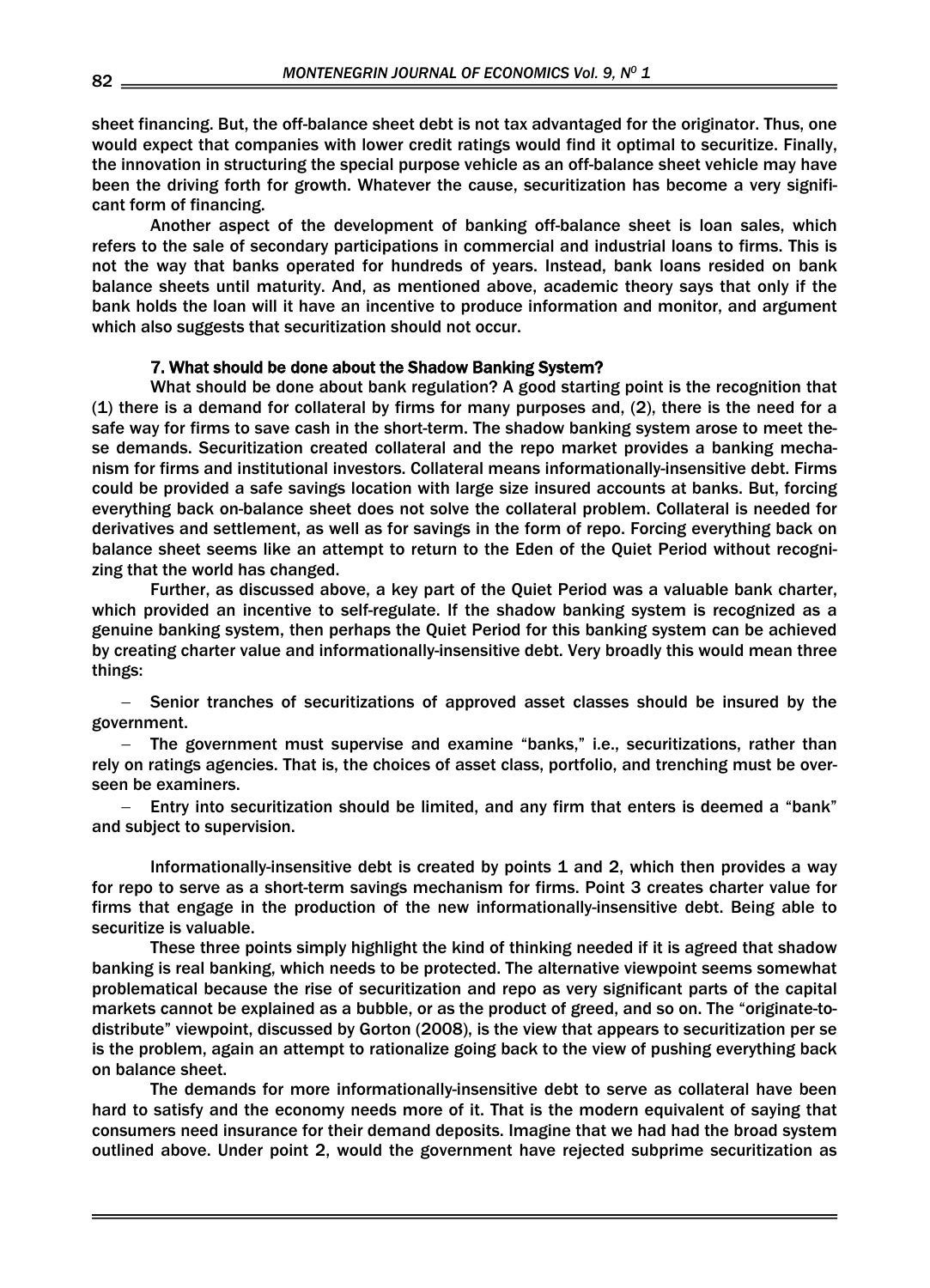sheet financing. But, the off-balance sheet debt is not tax advantaged for the originator. Thus, one would expect that companies with lower credit ratings would find it optimal to securitize. Finally, the innovation in structuring the special purpose vehicle as an off-balance sheet vehicle may have been the driving forth for growth. Whatever the cause, securitization has become a very significant form of financing.

Another aspect of the development of banking off-balance sheet is loan sales, which refers to the sale of secondary participations in commercial and industrial loans to firms. This is not the way that banks operated for hundreds of years. Instead, bank loans resided on bank balance sheets until maturity. And, as mentioned above, academic theory says that only if the bank holds the loan will it have an incentive to produce information and monitor, and argument which also suggests that securitization should not occur.

### 7. What should be done about the Shadow Banking System?

What should be done about bank regulation? A good starting point is the recognition that (1) there is a demand for collateral by firms for many purposes and, (2), there is the need for a safe way for firms to save cash in the short-term. The shadow banking system arose to meet these demands. Securitization created collateral and the repo market provides a banking mechanism for firms and institutional investors. Collateral means informationally-insensitive debt. Firms could be provided a safe savings location with large size insured accounts at banks. But, forcing everything back on-balance sheet does not solve the collateral problem. Collateral is needed for derivatives and settlement, as well as for savings in the form of repo. Forcing everything back on balance sheet seems like an attempt to return to the Eden of the Quiet Period without recognizing that the world has changed.

Further, as discussed above, a key part of the Quiet Period was a valuable bank charter, which provided an incentive to self-regulate. If the shadow banking system is recognized as a genuine banking system, then perhaps the Quiet Period for this banking system can be achieved by creating charter value and informationally-insensitive debt. Very broadly this would mean three things:

- Senior tranches of securitizations of approved asset classes should be insured by the government.
- The government must supervise and examine "banks," i.e., securitizations, rather than rely on ratings agencies. That is, the choices of asset class, portfolio, and trenching must be overseen be examiners.
- Entry into securitization should be limited, and any firm that enters is deemed a "bank" and subject to supervision.

Informationally-insensitive debt is created by points 1 and 2, which then provides a way for repo to serve as a short-term savings mechanism for firms. Point 3 creates charter value for firms that engage in the production of the new informationally-insensitive debt. Being able to securitize is valuable.

These three points simply highlight the kind of thinking needed if it is agreed that shadow banking is real banking, which needs to be protected. The alternative viewpoint seems somewhat problematical because the rise of securitization and repo as very significant parts of the capital markets cannot be explained as a bubble, or as the product of greed, and so on. The "originate-to-distribute" viewpoint, discussed by Gorton (2008), is the view that appears to securitization per se is the problem, again an attempt to rationalize going back to the view of pushing everything back on balance sheet.

The demands for more informationally-insensitive debt to serve as collateral have been hard to satisfy and the economy needs more of it. That is the modern equivalent of saying that consumers need insurance for their demand deposits. Imagine that we had had the broad system outlined above. Under point 2, would the government have rejected subprime securitization as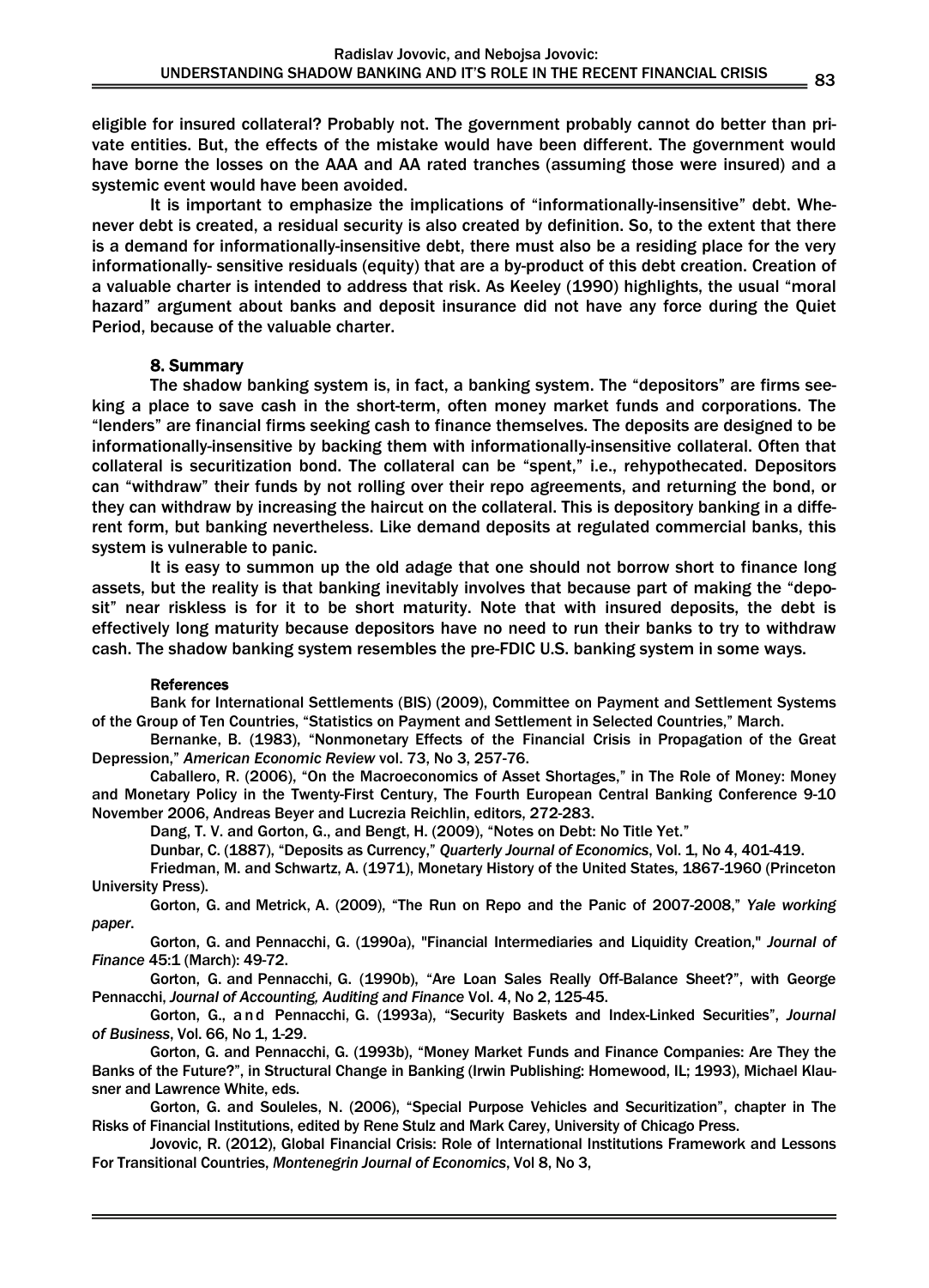eligible for insured collateral? Probably not. The government probably cannot do better than private entities. But, the effects of the mistake would have been different. The government would have borne the losses on the AAA and AA rated tranches (assuming those were insured) and a systemic event would have been avoided.

It is important to emphasize the implications of "informationally-insensitive" debt. Whenever debt is created, a residual security is also created by definition. So, to the extent that there is a demand for informationally-insensitive debt, there must also be a residing place for the very informationally- sensitive residuals (equity) that are a by-product of this debt creation. Creation of a valuable charter is intended to address that risk. As Keeley (1990) highlights, the usual "moral hazard" argument about banks and deposit insurance did not have any force during the Quiet Period, because of the valuable charter.

## 8. Summary

The shadow banking system is, in fact, a banking system. The "depositors" are firms seeking a place to save cash in the short-term, often money market funds and corporations. The "lenders" are financial firms seeking cash to finance themselves. The deposits are designed to be informationally-insensitive by backing them with informationally-insensitive collateral. Often that collateral is securitization bond. The collateral can be "spent," i.e., rehypothecated. Depositors can "withdraw" their funds by not rolling over their repo agreements, and returning the bond, or they can withdraw by increasing the haircut on the collateral. This is depository banking in a different form, but banking nevertheless. Like demand deposits at regulated commercial banks, this system is vulnerable to panic.

It is easy to summon up the old adage that one should not borrow short to finance long assets, but the reality is that banking inevitably involves that because part of making the "deposit" near riskless is for it to be short maturity. Note that with insured deposits, the debt is effectively long maturity because depositors have no need to run their banks to try to withdraw cash. The shadow banking system resembles the pre-FDIC U.S. banking system in some ways.

### References

Bank for International Settlements (BIS) (2009), Committee on Payment and Settlement Systems of the Group of Ten Countries, "Statistics on Payment and Settlement in Selected Countries," March.

Bernanke, B. (1983), "Nonmonetary Effects of the Financial Crisis in Propagation of the Great Depression," *American Economic Review* vol. 73, No 3, 257-76.

Caballero, R. (2006), "On the Macroeconomics of Asset Shortages," in The Role of Money: Money and Monetary Policy in the Twenty-First Century, The Fourth European Central Banking Conference 9-10 November 2006, Andreas Beyer and Lucrezia Reichlin, editors, 272-283.

Dang, T. V. and Gorton, G., and Bengt, H. (2009), "Notes on Debt: No Title Yet."

Dunbar, C. (1887), "Deposits as Currency," *Quarterly Journal of Economics*, Vol. 1, No 4, 401-419.

Friedman, M. and Schwartz, A. (1971), Monetary History of the United States, 1867-1960 (Princeton University Press).

Gorton, G. and Metrick, A. (2009), "The Run on Repo and the Panic of 2007-2008," *Yale working paper*.

Gorton, G. and Pennacchi, G. (1990a), "Financial Intermediaries and Liquidity Creation," *Journal of Finance* 45:1 (March): 49-72.

Gorton, G. and Pennacchi, G. (1990b), "Are Loan Sales Really Off-Balance Sheet?", with George Pennacchi, *Journal of Accounting, Auditing and Finance* Vol. 4, No 2, 125-45.

Gorton, G., and Pennacchi, G. (1993a), "Security Baskets and Index-Linked Securities", *Journal of Business*, Vol. 66, No 1, 1-29.

Gorton, G. and Pennacchi, G. (1993b), "Money Market Funds and Finance Companies: Are They the Banks of the Future?", in Structural Change in Banking (Irwin Publishing: Homewood, IL; 1993), Michael Klausner and Lawrence White, eds.

Gorton, G. and Souleles, N. (2006), "Special Purpose Vehicles and Securitization", chapter in The Risks of Financial Institutions, edited by Rene Stulz and Mark Carey, University of Chicago Press.

Jovovic, R. (2012), Global Financial Crisis: Role of International Institutions Framework and Lessons For Transitional Countries, *Montenegrin Journal of Economics*, Vol 8, No 3,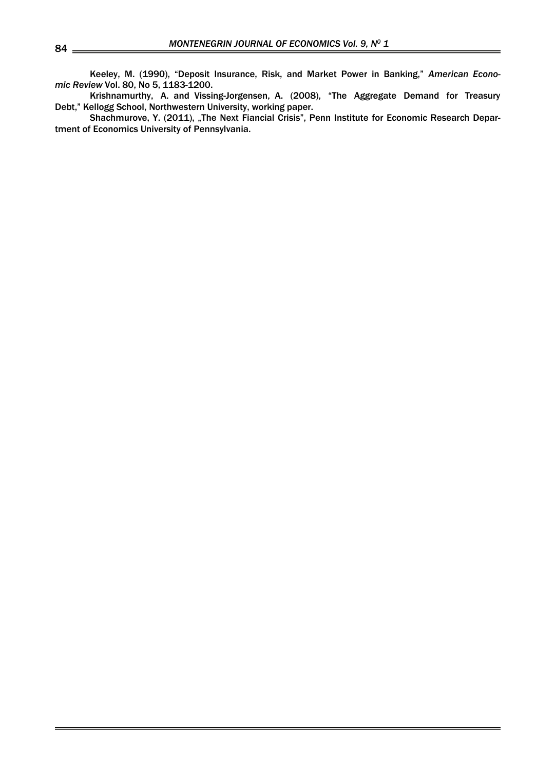Keeley, M. (1990), "Deposit Insurance, Risk, and Market Power in Banking," *American Economic Review* Vol. 80, No 5, 1183-1200.

Krishnamurthy, A. and Vissing-Jorgensen, A. (2008), "The Aggregate Demand for Treasury Debt," Kellogg School, Northwestern University, working paper.

Shachmurove, Y. (2011), „The Next Fiancial Crisis", Penn Institute for Economic Research Department of Economics University of Pennsylvania.